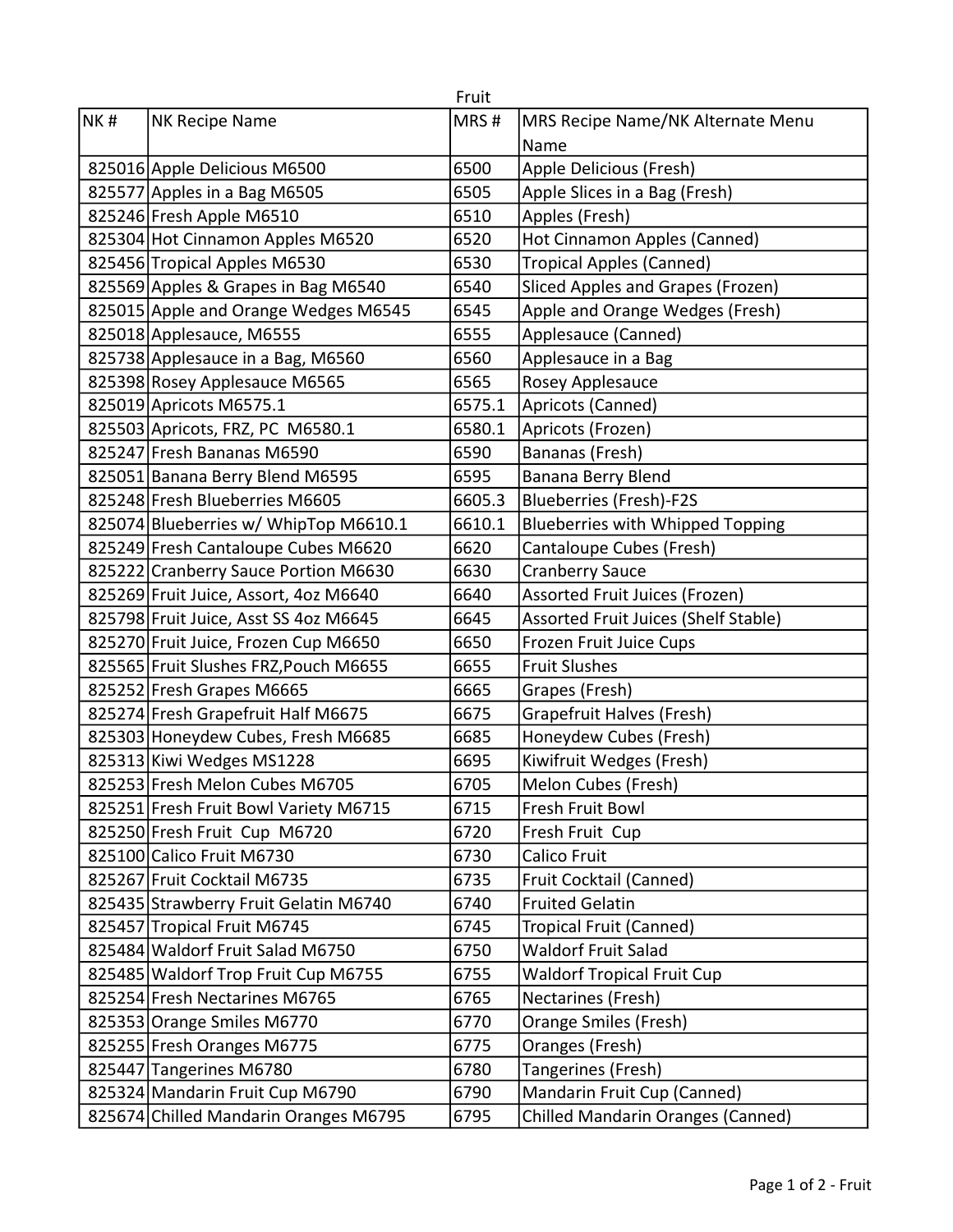# Fruit

| NK # | NK Recipe Name | MRS # | MRS Recipe Name/NK Alternate Menu Name |
|---|---|---|---|
| 825016 | Apple Delicious M6500 | 6500 | Apple Delicious (Fresh) |
| 825577 | Apples in a Bag M6505 | 6505 | Apple Slices in a Bag (Fresh) |
| 825246 | Fresh Apple M6510 | 6510 | Apples (Fresh) |
| 825304 | Hot Cinnamon Apples M6520 | 6520 | Hot Cinnamon Apples (Canned) |
| 825456 | Tropical Apples M6530 | 6530 | Tropical Apples (Canned) |
| 825569 | Apples & Grapes in Bag M6540 | 6540 | Sliced Apples and Grapes (Frozen) |
| 825015 | Apple and Orange Wedges M6545 | 6545 | Apple and Orange Wedges (Fresh) |
| 825018 | Applesauce, M6555 | 6555 | Applesauce (Canned) |
| 825738 | Applesauce in a Bag, M6560 | 6560 | Applesauce in a Bag |
| 825398 | Rosey Applesauce M6565 | 6565 | Rosey Applesauce |
| 825019 | Apricots M6575.1 | 6575.1 | Apricots (Canned) |
| 825503 | Apricots, FRZ, PC M6580.1 | 6580.1 | Apricots (Frozen) |
| 825247 | Fresh Bananas M6590 | 6590 | Bananas (Fresh) |
| 825051 | Banana Berry Blend M6595 | 6595 | Banana Berry Blend |
| 825248 | Fresh Blueberries M6605 | 6605.3 | Blueberries (Fresh)-F2S |
| 825074 | Blueberries w/ WhipTop M6610.1 | 6610.1 | Blueberries with Whipped Topping |
| 825249 | Fresh Cantaloupe Cubes M6620 | 6620 | Cantaloupe Cubes (Fresh) |
| 825222 | Cranberry Sauce Portion M6630 | 6630 | Cranberry Sauce |
| 825269 | Fruit Juice, Assort, 4oz M6640 | 6640 | Assorted Fruit Juices (Frozen) |
| 825798 | Fruit Juice, Asst SS 4oz M6645 | 6645 | Assorted Fruit Juices (Shelf Stable) |
| 825270 | Fruit Juice, Frozen Cup M6650 | 6650 | Frozen Fruit Juice Cups |
| 825565 | Fruit Slushes FRZ,Pouch M6655 | 6655 | Fruit Slushes |
| 825252 | Fresh Grapes M6665 | 6665 | Grapes (Fresh) |
| 825274 | Fresh Grapefruit Half M6675 | 6675 | Grapefruit Halves (Fresh) |
| 825303 | Honeydew Cubes, Fresh M6685 | 6685 | Honeydew Cubes (Fresh) |
| 825313 | Kiwi Wedges MS1228 | 6695 | Kiwifruit Wedges (Fresh) |
| 825253 | Fresh Melon Cubes M6705 | 6705 | Melon Cubes (Fresh) |
| 825251 | Fresh Fruit Bowl Variety M6715 | 6715 | Fresh Fruit Bowl |
| 825250 | Fresh Fruit Cup M6720 | 6720 | Fresh Fruit Cup |
| 825100 | Calico Fruit M6730 | 6730 | Calico Fruit |
| 825267 | Fruit Cocktail M6735 | 6735 | Fruit Cocktail (Canned) |
| 825435 | Strawberry Fruit Gelatin M6740 | 6740 | Fruited Gelatin |
| 825457 | Tropical Fruit M6745 | 6745 | Tropical Fruit (Canned) |
| 825484 | Waldorf Fruit Salad M6750 | 6750 | Waldorf Fruit Salad |
| 825485 | Waldorf Trop Fruit Cup M6755 | 6755 | Waldorf Tropical Fruit Cup |
| 825254 | Fresh Nectarines M6765 | 6765 | Nectarines (Fresh) |
| 825353 | Orange Smiles M6770 | 6770 | Orange Smiles (Fresh) |
| 825255 | Fresh Oranges M6775 | 6775 | Oranges (Fresh) |
| 825447 | Tangerines M6780 | 6780 | Tangerines (Fresh) |
| 825324 | Mandarin Fruit Cup M6790 | 6790 | Mandarin Fruit Cup (Canned) |
| 825674 | Chilled Mandarin Oranges M6795 | 6795 | Chilled Mandarin Oranges (Canned) |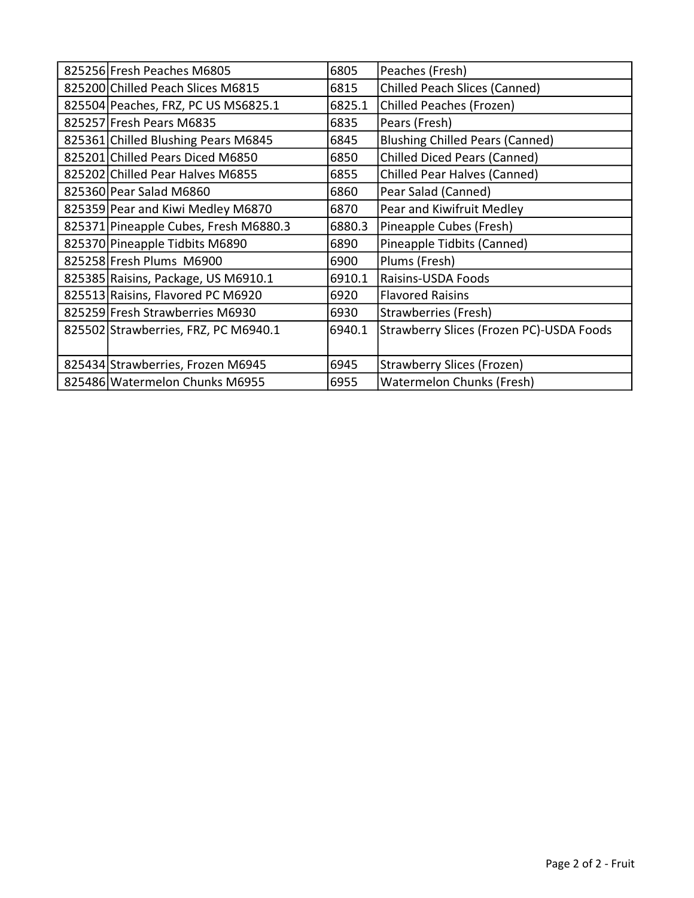| | | | |
|---|---|---|---|
| 825256 | Fresh Peaches M6805 | 6805 | Peaches (Fresh) |
| 825200 | Chilled Peach Slices M6815 | 6815 | Chilled Peach Slices (Canned) |
| 825504 | Peaches, FRZ, PC US MS6825.1 | 6825.1 | Chilled Peaches (Frozen) |
| 825257 | Fresh Pears M6835 | 6835 | Pears (Fresh) |
| 825361 | Chilled Blushing Pears M6845 | 6845 | Blushing Chilled Pears (Canned) |
| 825201 | Chilled Pears Diced M6850 | 6850 | Chilled Diced Pears (Canned) |
| 825202 | Chilled Pear Halves M6855 | 6855 | Chilled Pear Halves (Canned) |
| 825360 | Pear Salad M6860 | 6860 | Pear Salad (Canned) |
| 825359 | Pear and Kiwi Medley M6870 | 6870 | Pear and Kiwifruit Medley |
| 825371 | Pineapple Cubes, Fresh M6880.3 | 6880.3 | Pineapple Cubes (Fresh) |
| 825370 | Pineapple Tidbits M6890 | 6890 | Pineapple Tidbits (Canned) |
| 825258 | Fresh Plums M6900 | 6900 | Plums (Fresh) |
| 825385 | Raisins, Package, US M6910.1 | 6910.1 | Raisins-USDA Foods |
| 825513 | Raisins, Flavored PC M6920 | 6920 | Flavored Raisins |
| 825259 | Fresh Strawberries M6930 | 6930 | Strawberries (Fresh) |
| 825502 | Strawberries, FRZ, PC M6940.1 | 6940.1 | Strawberry Slices (Frozen PC)-USDA Foods |
| 825434 | Strawberries, Frozen M6945 | 6945 | Strawberry Slices (Frozen) |
| 825486 | Watermelon Chunks M6955 | 6955 | Watermelon Chunks (Fresh) |